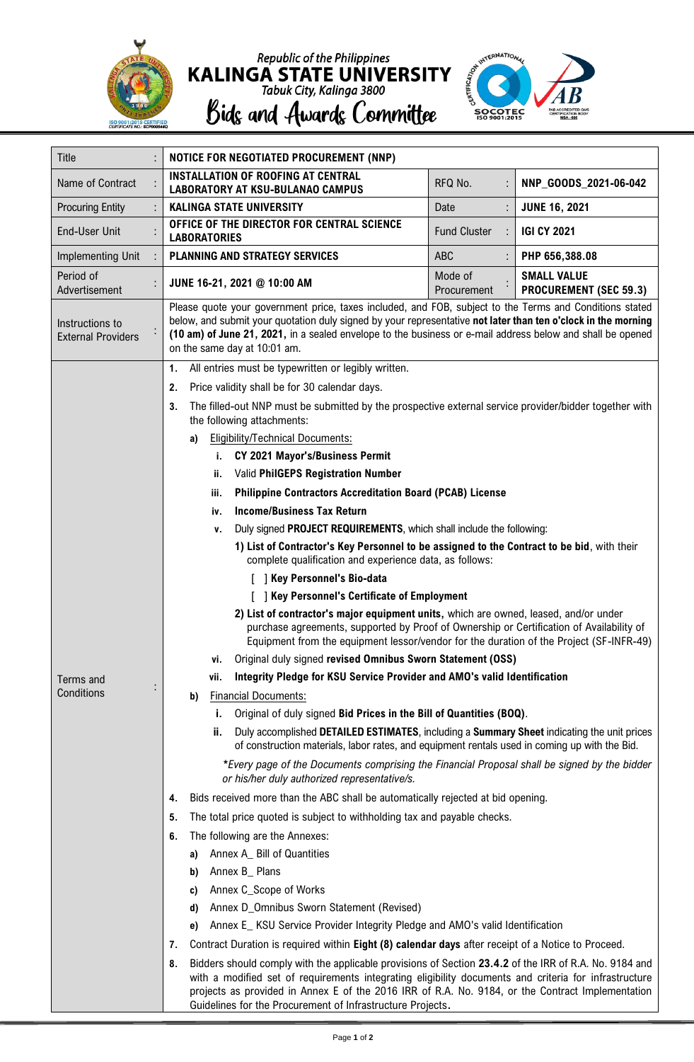Republic of the Philippines

# KALINGA STATE UNIVERSITY

Tabuk City, Kalinga 3800

## Bids and Awards Committee

| Title | : | NOTICE FOR NEGOTIATED PROCUREMENT (NNP) | | | |
|---|---|---|---|---|---|
| Name of Contract | : | **INSTALLATION OF ROOFING AT CENTRAL LABORATORY AT KSU-BULANAO CAMPUS** | RFQ No. | : | **NNP_GOODS_2021-06-042** |
| Procuring Entity | : | **KALINGA STATE UNIVERSITY** | Date | : | **JUNE 16, 2021** |
| End-User Unit | : | **OFFICE OF THE DIRECTOR FOR CENTRAL SCIENCE LABORATORIES** | Fund Cluster | : | **IGI CY 2021** |
| Implementing Unit | : | **PLANNING AND STRATEGY SERVICES** | ABC | : | **PHP 656,388.08** |
| Period of Advertisement | : | **JUNE 16-21, 2021 @ 10:00 AM** | Mode of Procurement | : | **SMALL VALUE PROCUREMENT (SEC 59.3)** |
| Instructions to External Providers | : | Please quote your government price, taxes included, and FOB, subject to the Terms and Conditions stated below, and submit your quotation duly signed by your representative **not later than ten o'clock in the morning (10 am) of June 21, 2021,** in a sealed envelope to the business or e-mail address below and shall be opened on the same day at 10:01 am. | | | |

**Terms and Conditions:**

1. All entries must be typewritten or legibly written.
2. Price validity shall be for 30 calendar days.
3. The filled-out NNP must be submitted by the prospective external service provider/bidder together with the following attachments:
   - a) Eligibility/Technical Documents:
     - i. **CY 2021 Mayor's/Business Permit**
     - ii. Valid **PhilGEPS Registration Number**
     - iii. **Philippine Contractors Accreditation Board (PCAB) License**
     - iv. **Income/Business Tax Return**
     - v. Duly signed **PROJECT REQUIREMENTS**, which shall include the following:
       - **1) List of Contractor's Key Personnel to be assigned to the Contract to be bid**, with their complete qualification and experience data, as follows:
         - [ ] **Key Personnel's Bio-data**
         - [ ] **Key Personnel's Certificate of Employment**
       - **2) List of contractor's major equipment units,** which are owned, leased, and/or under purchase agreements, supported by Proof of Ownership or Certification of Availability of Equipment from the equipment lessor/vendor for the duration of the Project (SF-INFR-49)
     - vi. Original duly signed **revised Omnibus Sworn Statement (OSS)**
     - vii. **Integrity Pledge for KSU Service Provider and AMO's valid Identification**
   - b) Financial Documents:
     - i. Original of duly signed **Bid Prices in the Bill of Quantities (BOQ)**.
     - ii. Duly accomplished **DETAILED ESTIMATES**, including a **Summary Sheet** indicating the unit prices of construction materials, labor rates, and equipment rentals used in coming up with the Bid.

     *\*Every page of the Documents comprising the Financial Proposal shall be signed by the bidder or his/her duly authorized representative/s.*
4. Bids received more than the ABC shall be automatically rejected at bid opening.
5. The total price quoted is subject to withholding tax and payable checks.
6. The following are the Annexes:
   - a) Annex A_ Bill of Quantities
   - b) Annex B_ Plans
   - c) Annex C_Scope of Works
   - d) Annex D_Omnibus Sworn Statement (Revised)
   - e) Annex E_ KSU Service Provider Integrity Pledge and AMO's valid Identification
7. Contract Duration is required within **Eight (8) calendar days** after receipt of a Notice to Proceed.
8. Bidders should comply with the applicable provisions of Section **23.4.2** of the IRR of R.A. No. 9184 and with a modified set of requirements integrating eligibility documents and criteria for infrastructure projects as provided in Annex E of the 2016 IRR of R.A. No. 9184, or the Contract Implementation Guidelines for the Procurement of Infrastructure Projects.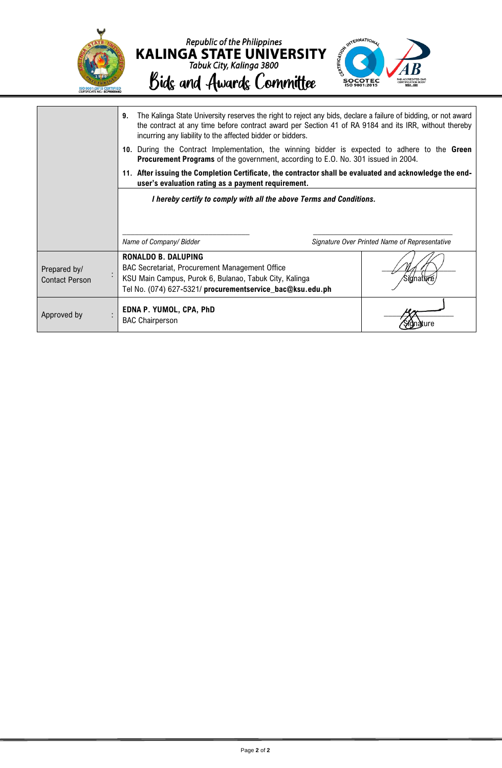Republic of the Philippines
**KALINGA STATE UNIVERSITY**
Tabuk City, Kalinga 3800
Bids and Awards Committee

| | | |
|---|---|---|
| | **9.** The Kalinga State University reserves the right to reject any bids, declare a failure of bidding, or not award the contract at any time before contract award per Section 41 of RA 9184 and its IRR, without thereby incurring any liability to the affected bidder or bidders.<br>**10.** During the Contract Implementation, the winning bidder is expected to adhere to the **Green Procurement Programs** of the government, according to E.O. No. 301 issued in 2004.<br>**11. After issuing the Completion Certificate, the contractor shall be evaluated and acknowledge the end-user's evaluation rating as a payment requirement.** | |
| | ***I hereby certify to comply with all the above Terms and Conditions.***<br><br>_________________________ *Name of Company/ Bidder*<br>_________________________ *Signature Over Printed Name of Representative* | |
| Prepared by/ Contact Person : | **RONALDO B. DALUPING**<br>BAC Secretariat, Procurement Management Office<br>KSU Main Campus, Purok 6, Bulanao, Tabuk City, Kalinga<br>Tel No. (074) 627-5321/ **procurementservice_bac@ksu.edu.ph** | Signature |
| Approved by : | **EDNA P. YUMOL, CPA, PhD**<br>BAC Chairperson | Signature |